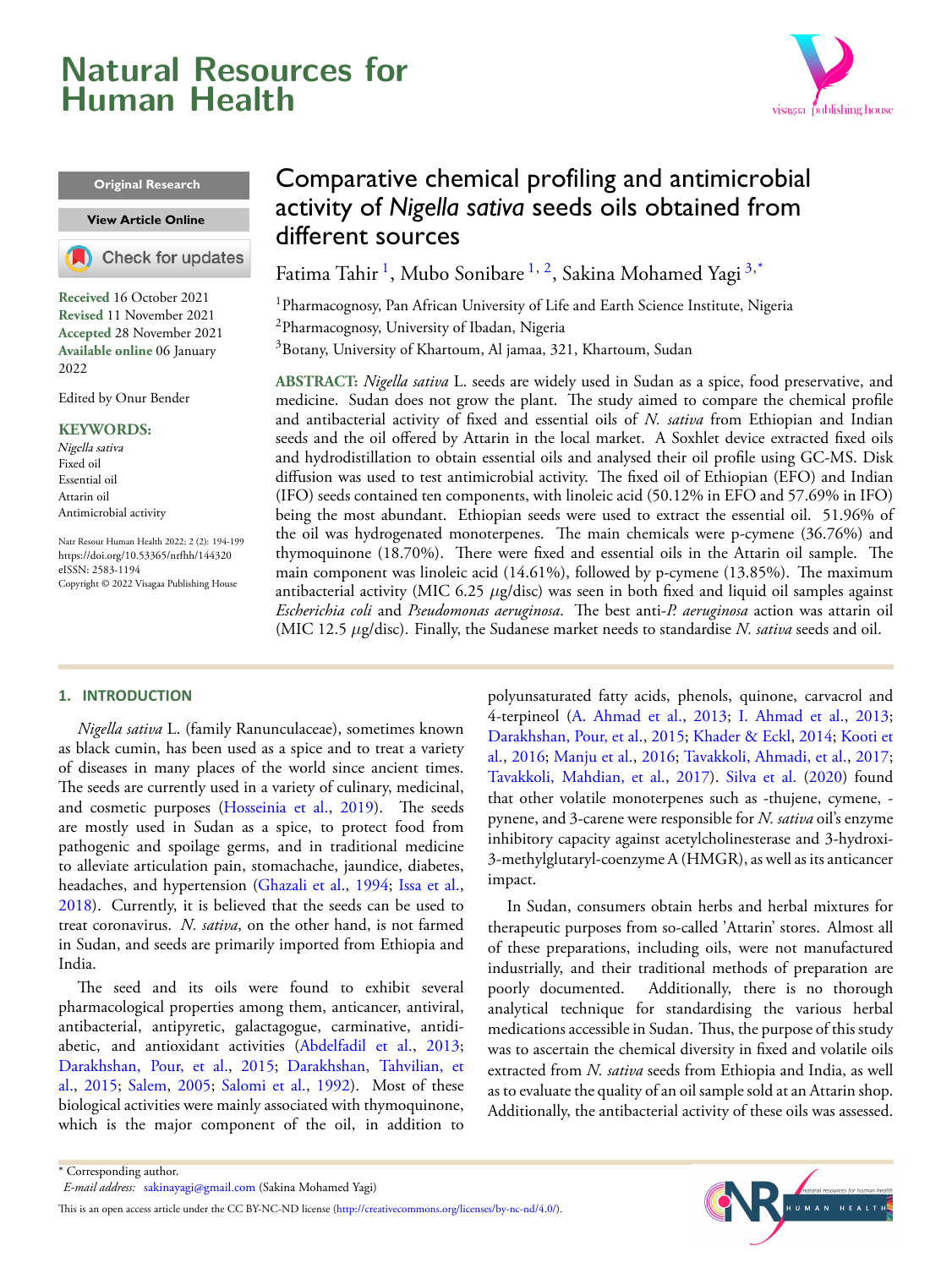# Comparative chemical profiling and antimicrobial activity of *Nigella sativa* seeds oils obtained from different sources

Fatima Tahir [1], Mubo Sonibare [1, 2], Sakina Mohamed Yagi [3,*]

[1]Pharmacognosy, Pan African University of Life and Earth Science Institute, Nigeria

[2]Pharmacognosy, University of Ibadan, Nigeria

[3]Botany, University of Khartoum, Al jamaa, 321, Khartoum, Sudan

Original Research

**Received** 16 October 2021
**Revised** 11 November 2021
**Accepted** 28 November 2021
**Available online** 06 January 2022

Edited by Onur Bender

**KEYWORDS:**
*Nigella sativa*
Fixed oil
Essential oil
Attarin oil
Antimicrobial activity

Natr Resour Human Health 2022; 2 (2): 194-199
https://doi.org/10.53365/nrfhh/144320
eISSN: 2583-1194
Copyright © 2022 Visagaa Publishing House

**ABSTRACT:** *Nigella sativa* L. seeds are widely used in Sudan as a spice, food preservative, and medicine. Sudan does not grow the plant. The study aimed to compare the chemical profile and antibacterial activity of fixed and essential oils of *N. sativa* from Ethiopian and Indian seeds and the oil offered by Attarin in the local market. A Soxhlet device extracted fixed oils and hydrodistillation to obtain essential oils and analysed their oil profile using GC-MS. Disk diffusion was used to test antimicrobial activity. The fixed oil of Ethiopian (EFO) and Indian (IFO) seeds contained ten components, with linoleic acid (50.12% in EFO and 57.69% in IFO) being the most abundant. Ethiopian seeds were used to extract the essential oil. 51.96% of the oil was hydrogenated monoterpenes. The main chemicals were p-cymene (36.76%) and thymoquinone (18.70%). There were fixed and essential oils in the Attarin oil sample. The main component was linoleic acid (14.61%), followed by p-cymene (13.85%). The maximum antibacterial activity (MIC 6.25 $\mu$g/disc) was seen in both fixed and liquid oil samples against *Escherichia coli* and *Pseudomonas aeruginosa*. The best anti-*P. aeruginosa* action was attarin oil (MIC 12.5 $\mu$g/disc). Finally, the Sudanese market needs to standardise *N. sativa* seeds and oil.

## 1. INTRODUCTION

*Nigella sativa* L. (family Ranunculaceae), sometimes known as black cumin, has been used as a spice and to treat a variety of diseases in many places of the world since ancient times. The seeds are currently used in a variety of culinary, medicinal, and cosmetic purposes (Hosseinia et al., 2019). The seeds are mostly used in Sudan as a spice, to protect food from pathogenic and spoilage germs, and in traditional medicine to alleviate articulation pain, stomachache, jaundice, diabetes, headaches, and hypertension (Ghazali et al., 1994; Issa et al., 2018). Currently, it is believed that the seeds can be used to treat coronavirus. *N. sativa*, on the other hand, is not farmed in Sudan, and seeds are primarily imported from Ethiopia and India.

The seed and its oils were found to exhibit several pharmacological properties among them, anticancer, antiviral, antibacterial, antipyretic, galactagogue, carminative, antidiabetic, and antioxidant activities (Abdelfadil et al., 2013; Darakhshan, Pour, et al., 2015; Darakhshan, Tahvilian, et al., 2015; Salem, 2005; Salomi et al., 1992). Most of these biological activities were mainly associated with thymoquinone, which is the major component of the oil, in addition to polyunsaturated fatty acids, phenols, quinone, carvacrol and 4-terpineol (A. Ahmad et al., 2013; I. Ahmad et al., 2013; Darakhshan, Pour, et al., 2015; Khader & Eckl, 2014; Kooti et al., 2016; Manju et al., 2016; Tavakkoli, Ahmadi, et al., 2017; Tavakkoli, Mahdian, et al., 2017). Silva et al. (2020) found that other volatile monoterpenes such as -thujene, cymene, -pynene, and 3-carene were responsible for *N. sativa* oil's enzyme inhibitory capacity against acetylcholinesterase and 3-hydroxi-3-methylglutaryl-coenzyme A (HMGR), as well as its anticancer impact.

In Sudan, consumers obtain herbs and herbal mixtures for therapeutic purposes from so-called 'Attarin' stores. Almost all of these preparations, including oils, were not manufactured industrially, and their traditional methods of preparation are poorly documented. Additionally, there is no thorough analytical technique for standardising the various herbal medications accessible in Sudan. Thus, the purpose of this study was to ascertain the chemical diversity in fixed and volatile oils extracted from *N. sativa* seeds from Ethiopia and India, as well as to evaluate the quality of an oil sample sold at an Attarin shop. Additionally, the antibacterial activity of these oils was assessed.

\* Corresponding author.
*E-mail address:* sakinayagi@gmail.com (Sakina Mohamed Yagi)

This is an open access article under the CC BY-NC-ND license (http://creativecommons.org/licenses/by-nc-nd/4.0/).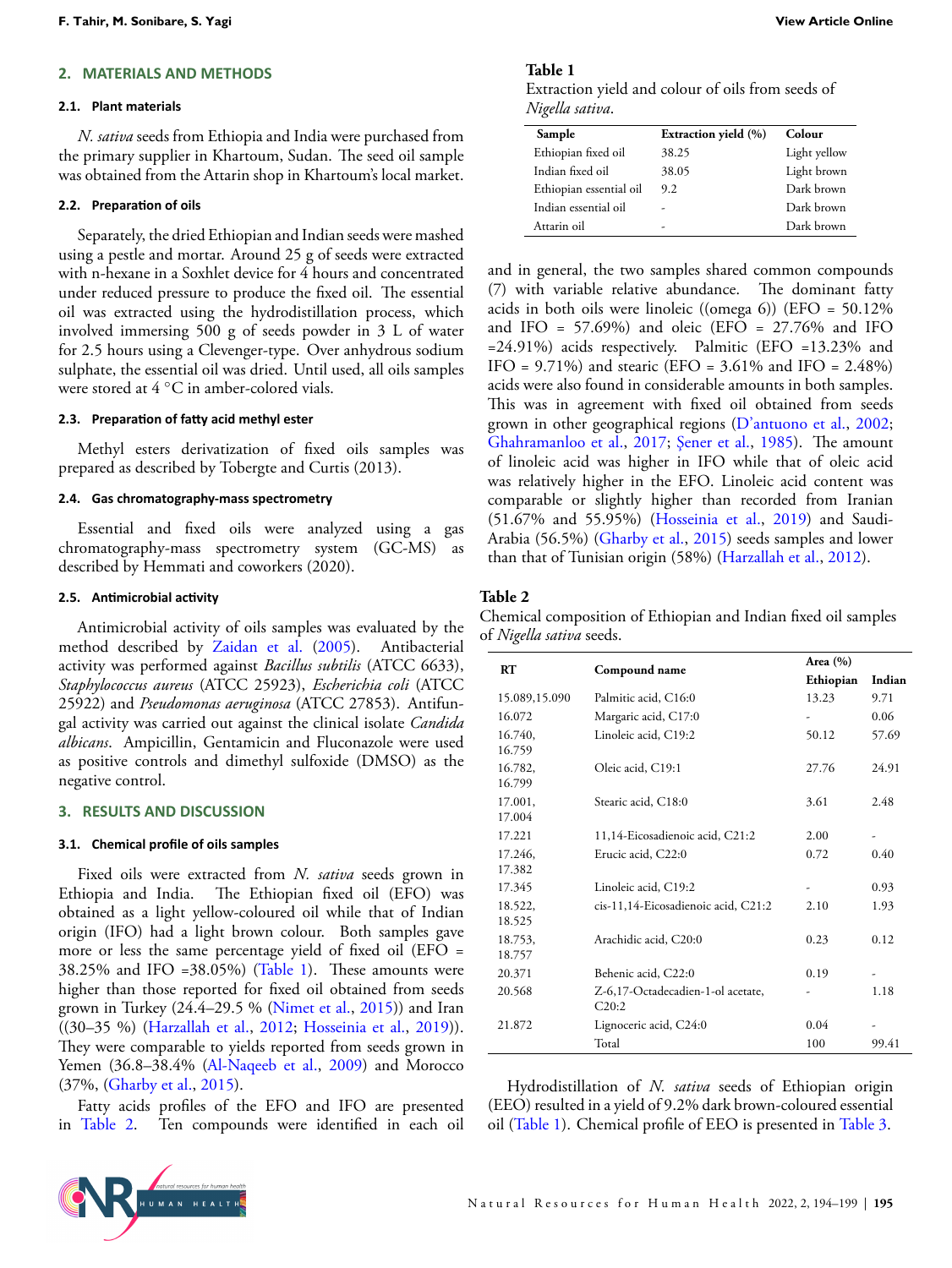## 2. MATERIALS AND METHODS

### 2.1. Plant materials

*N. sativa* seeds from Ethiopia and India were purchased from the primary supplier in Khartoum, Sudan. The seed oil sample was obtained from the Attarin shop in Khartoum's local market.

### 2.2. Preparation of oils

Separately, the dried Ethiopian and Indian seeds were mashed using a pestle and mortar. Around 25 g of seeds were extracted with n-hexane in a Soxhlet device for 4 hours and concentrated under reduced pressure to produce the fixed oil. The essential oil was extracted using the hydrodistillation process, which involved immersing 500 g of seeds powder in 3 L of water for 2.5 hours using a Clevenger-type. Over anhydrous sodium sulphate, the essential oil was dried. Until used, all oils samples were stored at 4 °C in amber-colored vials.

### 2.3. Preparation of fatty acid methyl ester

Methyl esters derivatization of fixed oils samples was prepared as described by Tobergte and Curtis (2013).

### 2.4. Gas chromatography-mass spectrometry

Essential and fixed oils were analyzed using a gas chromatography-mass spectrometry system (GC-MS) as described by Hemmati and coworkers (2020).

### 2.5. Antimicrobial activity

Antimicrobial activity of oils samples was evaluated by the method described by Zaidan et al. (2005). Antibacterial activity was performed against *Bacillus subtilis* (ATCC 6633), *Staphylococcus aureus* (ATCC 25923), *Escherichia coli* (ATCC 25922) and *Pseudomonas aeruginosa* (ATCC 27853). Antifungal activity was carried out against the clinical isolate *Candida albicans*. Ampicillin, Gentamicin and Fluconazole were used as positive controls and dimethyl sulfoxide (DMSO) as the negative control.

## 3. RESULTS AND DISCUSSION

### 3.1. Chemical profile of oils samples

Fixed oils were extracted from *N. sativa* seeds grown in Ethiopia and India. The Ethiopian fixed oil (EFO) was obtained as a light yellow-coloured oil while that of Indian origin (IFO) had a light brown colour. Both samples gave more or less the same percentage yield of fixed oil (EFO = 38.25% and IFO =38.05%) (Table 1). These amounts were higher than those reported for fixed oil obtained from seeds grown in Turkey (24.4–29.5 % (Nimet et al., 2015)) and Iran ((30–35 %) (Harzallah et al., 2012; Hosseinia et al., 2019)). They were comparable to yields reported from seeds grown in Yemen (36.8–38.4% (Al-Naqeeb et al., 2009) and Morocco (37%, (Gharby et al., 2015).

Fatty acids profiles of the EFO and IFO are presented in Table 2. Ten compounds were identified in each oil and in general, the two samples shared common compounds (7) with variable relative abundance. The dominant fatty acids in both oils were linoleic ((omega 6)) (EFO = 50.12% and IFO = 57.69%) and oleic (EFO = 27.76% and IFO =24.91%) acids respectively. Palmitic (EFO =13.23% and IFO = 9.71%) and stearic (EFO = 3.61% and IFO = 2.48%) acids were also found in considerable amounts in both samples. This was in agreement with fixed oil obtained from seeds grown in other geographical regions (D'antuono et al., 2002; Ghahramanloo et al., 2017; Şener et al., 1985). The amount of linoleic acid was higher in IFO while that of oleic acid was relatively higher in the EFO. Linoleic acid content was comparable or slightly higher than recorded from Iranian (51.67% and 55.95%) (Hosseinia et al., 2019) and Saudi-Arabia (56.5%) (Gharby et al., 2015) seeds samples and lower than that of Tunisian origin (58%) (Harzallah et al., 2012).

**Table 1**
Extraction yield and colour of oils from seeds of *Nigella sativa*.

| Sample | Extraction yield (%) | Colour |
|---|---|---|
| Ethiopian fixed oil | 38.25 | Light yellow |
| Indian fixed oil | 38.05 | Light brown |
| Ethiopian essential oil | 9.2 | Dark brown |
| Indian essential oil | - | Dark brown |
| Attarin oil | - | Dark brown |

**Table 2**
Chemical composition of Ethiopian and Indian fixed oil samples of *Nigella sativa* seeds.

| RT | Compound name | Area (%) | |
|---|---|---|---|
| | | Ethiopian | Indian |
| 15.089,15.090 | Palmitic acid, C16:0 | 13.23 | 9.71 |
| 16.072 | Margaric acid, C17:0 | - | 0.06 |
| 16.740, 16.759 | Linoleic acid, C19:2 | 50.12 | 57.69 |
| 16.782, 16.799 | Oleic acid, C19:1 | 27.76 | 24.91 |
| 17.001, 17.004 | Stearic acid, C18:0 | 3.61 | 2.48 |
| 17.221 | 11,14-Eicosadienoic acid, C21:2 | 2.00 | - |
| 17.246, 17.382 | Erucic acid, C22:0 | 0.72 | 0.40 |
| 17.345 | Linoleic acid, C19:2 | - | 0.93 |
| 18.522, 18.525 | cis-11,14-Eicosadienoic acid, C21:2 | 2.10 | 1.93 |
| 18.753, 18.757 | Arachidic acid, C20:0 | 0.23 | 0.12 |
| 20.371 | Behenic acid, C22:0 | 0.19 | - |
| 20.568 | Z-6,17-Octadecadien-1-ol acetate, C20:2 | - | 1.18 |
| 21.872 | Lignoceric acid, C24:0 | 0.04 | - |
| | Total | 100 | 99.41 |

Hydrodistillation of *N. sativa* seeds of Ethiopian origin (EEO) resulted in a yield of 9.2% dark brown-coloured essential oil (Table 1). Chemical profile of EEO is presented in Table 3.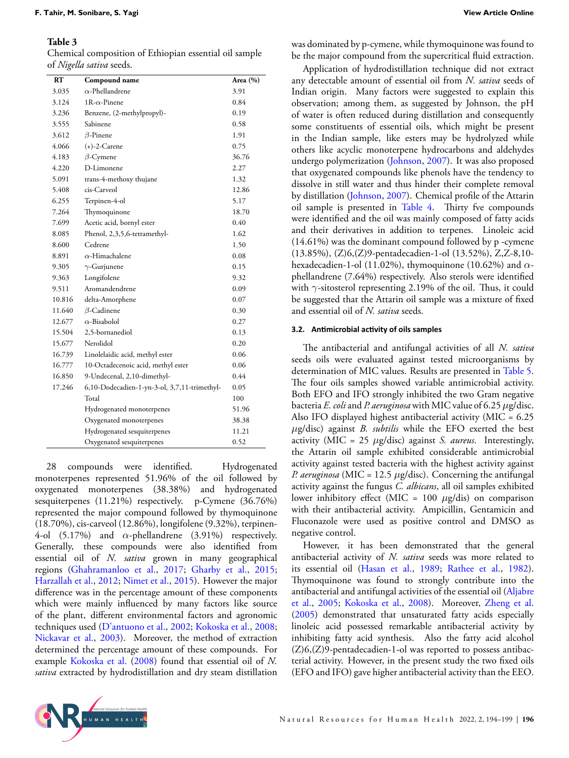**Table 3**
Chemical composition of Ethiopian essential oil sample of *Nigella sativa* seeds.

| RT | Compound name | Area (%) |
|---|---|---|
| 3.035 | α-Phellandrene | 3.91 |
| 3.124 | 1R-α-Pinene | 0.84 |
| 3.236 | Benzene, (2-methylpropyl)- | 0.19 |
| 3.555 | Sabinene | 0.58 |
| 3.612 | β-Pinene | 1.91 |
| 4.066 | (+)-2-Carene | 0.75 |
| 4.183 | β-Cymene | 36.76 |
| 4.220 | D-Limonene | 2.27 |
| 5.091 | trans-4-methoxy thujane | 1.32 |
| 5.408 | cis-Carveol | 12.86 |
| 6.255 | Terpinen-4-ol | 5.17 |
| 7.264 | Thymoquinone | 18.70 |
| 7.699 | Acetic acid, bornyl ester | 0.40 |
| 8.085 | Phenol, 2,3,5,6-tetramethyl- | 1.62 |
| 8.600 | Cedrene | 1.50 |
| 8.891 | α-Himachalene | 0.08 |
| 9.305 | γ-Gurjunene | 0.15 |
| 9.363 | Longifolene | 9.32 |
| 9.511 | Aromandendrene | 0.09 |
| 10.816 | delta-Amorphene | 0.07 |
| 11.640 | β-Cadinene | 0.30 |
| 12.677 | α-Bisabolol | 0.27 |
| 15.504 | 2,5-bornanediol | 0.13 |
| 15.677 | Nerolidol | 0.20 |
| 16.739 | Linolelaidic acid, methyl ester | 0.06 |
| 16.777 | 10-Octadecenoic acid, methyl ester | 0.06 |
| 16.850 | 9-Undecenal, 2,10-dimethyl- | 0.44 |
| 17.246 | 6,10-Dodecadien-1-yn-3-ol, 3,7,11-trimethyl- | 0.05 |
| | Total | 100 |
| | Hydrogenated monoterpenes | 51.96 |
| | Oxygenated monoterpenes | 38.38 |
| | Hydrogenated sesquiterpenes | 11.21 |
| | Oxygenated sesquiterpenes | 0.52 |

28 compounds were identified. Hydrogenated monoterpenes represented 51.96% of the oil followed by oxygenated monoterpenes (38.38%) and hydrogenated sesquiterpenes (11.21%) respectively. p-Cymene (36.76%) represented the major compound followed by thymoquinone (18.70%), cis-carveol (12.86%), longifolene (9.32%), terpinen-4-ol (5.17%) and α-phellandrene (3.91%) respectively. Generally, these compounds were also identified from essential oil of *N. sativa* grown in many geographical regions (Ghahramanloo et al., 2017; Gharby et al., 2015; Harzallah et al., 2012; Nimet et al., 2015). However the major difference was in the percentage amount of these components which were mainly influenced by many factors like source of the plant, different environmental factors and agronomic techniques used (D'antuono et al., 2002; Kokoska et al., 2008; Nickavar et al., 2003). Moreover, the method of extraction determined the percentage amount of these compounds. For example Kokoska et al. (2008) found that essential oil of *N. sativa* extracted by hydrodistillation and dry steam distillation was dominated by p-cymene, while thymoquinone was found to be the major compound from the supercritical fluid extraction.

Application of hydrodistillation technique did not extract any detectable amount of essential oil from *N. sativa* seeds of Indian origin. Many factors were suggested to explain this observation; among them, as suggested by Johnson, the pH of water is often reduced during distillation and consequently some constituents of essential oils, which might be present in the Indian sample, like esters may be hydrolyzed while others like acyclic monoterpene hydrocarbons and aldehydes undergo polymerization (Johnson, 2007). It was also proposed that oxygenated compounds like phenols have the tendency to dissolve in still water and thus hinder their complete removal by distillation (Johnson, 2007). Chemical profile of the Attarin oil sample is presented in Table 4. Thirty fve compounds were identified and the oil was mainly composed of fatty acids and their derivatives in addition to terpenes. Linoleic acid (14.61%) was the dominant compound followed by p -cymene (13.85%), (Z)6,(Z)9-pentadecadien-1-ol (13.52%), Z,Z-8,10-hexadecadien-1-ol (11.02%), thymoquinone (10.62%) and α-phellandrene (7.64%) respectively. Also sterols were identified with γ-sitosterol representing 2.19% of the oil. Thus, it could be suggested that the Attarin oil sample was a mixture of fixed and essential oil of *N. sativa* seeds.

### 3.2. Antimicrobial activity of oils samples

The antibacterial and antifungal activities of all *N. sativa* seeds oils were evaluated against tested microorganisms by determination of MIC values. Results are presented in Table 5. The four oils samples showed variable antimicrobial activity. Both EFO and IFO strongly inhibited the two Gram negative bacteria *E. coli* and *P. aeruginosa* with MIC value of 6.25 μg/disc. Also IFO displayed highest antibacterial activity (MIC = 6.25 μg/disc) against *B. subtilis* while the EFO exerted the best activity (MIC = 25 μg/disc) against *S. aureus*. Interestingly, the Attarin oil sample exhibited considerable antimicrobial activity against tested bacteria with the highest activity against *P. aeruginosa* (MIC = 12.5 μg/disc). Concerning the antifungal activity against the fungus *C. albicans*, all oil samples exhibited lower inhibitory effect (MIC = 100 μg/dis) on comparison with their antibacterial activity. Ampicillin, Gentamicin and Fluconazole were used as positive control and DMSO as negative control.

However, it has been demonstrated that the general antibacterial activity of *N. sativa* seeds was more related to its essential oil (Hasan et al., 1989; Rathee et al., 1982). Thymoquinone was found to strongly contribute into the antibacterial and antifungal activities of the essential oil (Aljabre et al., 2005; Kokoska et al., 2008). Moreover, Zheng et al. (2005) demonstrated that unsaturated fatty acids especially linoleic acid possessed remarkable antibacterial activity by inhibiting fatty acid synthesis. Also the fatty acid alcohol (Z)6,(Z)9-pentadecadien-1-ol was reported to possess antibacterial activity. However, in the present study the two fixed oils (EFO and IFO) gave higher antibacterial activity than the EEO.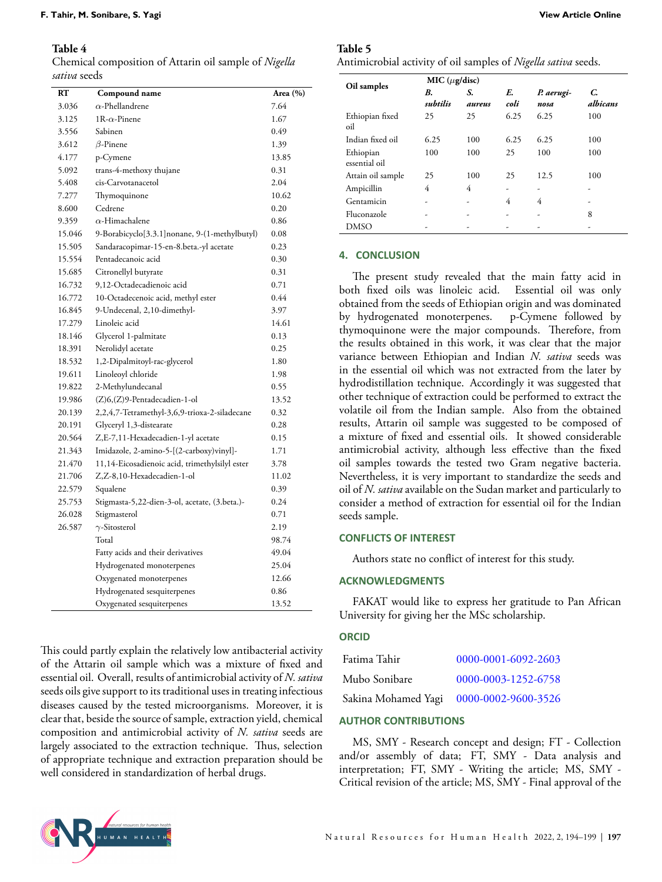**Table 4**
Chemical composition of Attarin oil sample of *Nigella sativa* seeds

| RT | Compound name | Area (%) |
|---|---|---|
| 3.036 | α-Phellandrene | 7.64 |
| 3.125 | 1R-α-Pinene | 1.67 |
| 3.556 | Sabinen | 0.49 |
| 3.612 | β-Pinene | 1.39 |
| 4.177 | p-Cymene | 13.85 |
| 5.092 | trans-4-methoxy thujane | 0.31 |
| 5.408 | cis-Carvotanacetol | 2.04 |
| 7.277 | Thymoquinone | 10.62 |
| 8.600 | Cedrene | 0.20 |
| 9.359 | α-Himachalene | 0.86 |
| 15.046 | 9-Borabicyclo[3.3.1]nonane, 9-(1-methylbutyl) | 0.08 |
| 15.505 | Sandaracopimar-15-en-8.beta.-yl acetate | 0.23 |
| 15.554 | Pentadecanoic acid | 0.30 |
| 15.685 | Citronellyl butyrate | 0.31 |
| 16.732 | 9,12-Octadecadienoic acid | 0.71 |
| 16.772 | 10-Octadecenoic acid, methyl ester | 0.44 |
| 16.845 | 9-Undecenal, 2,10-dimethyl- | 3.97 |
| 17.279 | Linoleic acid | 14.61 |
| 18.146 | Glycerol 1-palmitate | 0.13 |
| 18.391 | Nerolidyl acetate | 0.25 |
| 18.532 | 1,2-Dipalmitoyl-rac-glycerol | 1.80 |
| 19.611 | Linoleoyl chloride | 1.98 |
| 19.822 | 2-Methylundecanal | 0.55 |
| 19.986 | (Z)6,(Z)9-Pentadecadien-1-ol | 13.52 |
| 20.139 | 2,2,4,7-Tetramethyl-3,6,9-trioxa-2-siladecane | 0.32 |
| 20.191 | Glyceryl 1,3-distearate | 0.28 |
| 20.564 | Z,E-7,11-Hexadecadien-1-yl acetate | 0.15 |
| 21.343 | Imidazole, 2-amino-5-[(2-carboxy)vinyl]- | 1.71 |
| 21.470 | 11,14-Eicosadienoic acid, trimethylsilyl ester | 3.78 |
| 21.706 | Z,Z-8,10-Hexadecadien-1-ol | 11.02 |
| 22.579 | Squalene | 0.39 |
| 25.753 | Stigmasta-5,22-dien-3-ol, acetate, (3.beta.)- | 0.24 |
| 26.028 | Stigmasterol | 0.71 |
| 26.587 | γ-Sitosterol | 2.19 |
| | Total | 98.74 |
| | Fatty acids and their derivatives | 49.04 |
| | Hydrogenated monoterpenes | 25.04 |
| | Oxygenated monoterpenes | 12.66 |
| | Hydrogenated sesquiterpenes | 0.86 |
| | Oxygenated sesquiterpenes | 13.52 |

This could partly explain the relatively low antibacterial activity of the Attarin oil sample which was a mixture of fixed and essential oil. Overall, results of antimicrobial activity of *N. sativa* seeds oils give support to its traditional uses in treating infectious diseases caused by the tested microorganisms. Moreover, it is clear that, beside the source of sample, extraction yield, chemical composition and antimicrobial activity of *N. sativa* seeds are largely associated to the extraction technique. Thus, selection of appropriate technique and extraction preparation should be well considered in standardization of herbal drugs.

**Table 5**
Antimicrobial activity of oil samples of *Nigella sativa* seeds.

| Oil samples | MIC (μg/disc) | | | | |
|---|---|---|---|---|---|
| | *B. subtilis* | *S. aureus* | *E. coli* | *P. aeruginosa* | *C. albicans* |
| Ethiopian fixed oil | 25 | 25 | 6.25 | 6.25 | 100 |
| Indian fixed oil | 6.25 | 100 | 6.25 | 6.25 | 100 |
| Ethiopian essential oil | 100 | 100 | 25 | 100 | 100 |
| Attain oil sample | 25 | 100 | 25 | 12.5 | 100 |
| Ampicillin | 4 | 4 | - | - | - |
| Gentamicin | - | - | 4 | 4 | - |
| Fluconazole | - | - | - | - | 8 |
| DMSO | - | - | - | - | - |

## 4. CONCLUSION

The present study revealed that the main fatty acid in both fixed oils was linoleic acid. Essential oil was only obtained from the seeds of Ethiopian origin and was dominated by hydrogenated monoterpenes. p-Cymene followed by thymoquinone were the major compounds. Therefore, from the results obtained in this work, it was clear that the major variance between Ethiopian and Indian *N. sativa* seeds was in the essential oil which was not extracted from the later by hydrodistillation technique. Accordingly it was suggested that other technique of extraction could be performed to extract the volatile oil from the Indian sample. Also from the obtained results, Attarin oil sample was suggested to be composed of a mixture of fixed and essential oils. It showed considerable antimicrobial activity, although less effective than the fixed oil samples towards the tested two Gram negative bacteria. Nevertheless, it is very important to standardize the seeds and oil of *N. sativa* available on the Sudan market and particularly to consider a method of extraction for essential oil for the Indian seeds sample.

## CONFLICTS OF INTEREST

Authors state no conflict of interest for this study.

## ACKNOWLEDGMENTS

FAKAT would like to express her gratitude to Pan African University for giving her the MSc scholarship.

## ORCID

| | |
|---|---|
| Fatima Tahir | 0000-0001-6092-2603 |
| Mubo Sonibare | 0000-0003-1252-6758 |
| Sakina Mohamed Yagi | 0000-0002-9600-3526 |

## AUTHOR CONTRIBUTIONS

MS, SMY - Research concept and design; FT - Collection and/or assembly of data; FT, SMY - Data analysis and interpretation; FT, SMY - Writing the article; MS, SMY - Critical revision of the article; MS, SMY - Final approval of the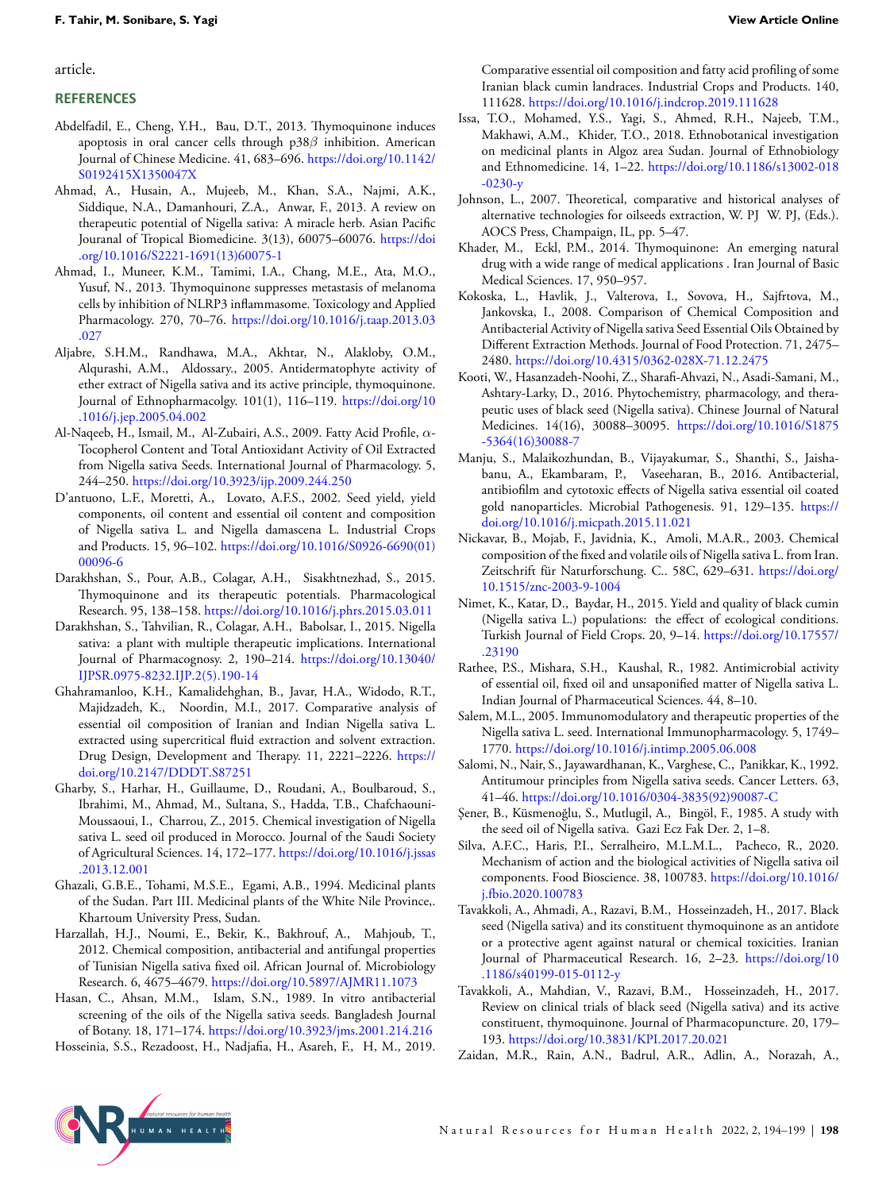article.

## REFERENCES

Abdelfadil, E., Cheng, Y.H., Bau, D.T., 2013. Thymoquinone induces apoptosis in oral cancer cells through p38$\beta$ inhibition. American Journal of Chinese Medicine. 41, 683–696. https://doi.org/10.1142/S0192415X1350047X

Ahmad, A., Husain, A., Mujeeb, M., Khan, S.A., Najmi, A.K., Siddique, N.A., Damanhouri, Z.A., Anwar, F., 2013. A review on therapeutic potential of Nigella sativa: A miracle herb. Asian Pacific Jouranal of Tropical Biomedicine. 3(13), 60075–60076. https://doi.org/10.1016/S2221-1691(13)60075-1

Ahmad, I., Muneer, K.M., Tamimi, I.A., Chang, M.E., Ata, M.O., Yusuf, N., 2013. Thymoquinone suppresses metastasis of melanoma cells by inhibition of NLRP3 inflammasome. Toxicology and Applied Pharmacology. 270, 70–76. https://doi.org/10.1016/j.taap.2013.03.027

Aljabre, S.H.M., Randhawa, M.A., Akhtar, N., Alakloby, O.M., Alqurashi, A.M., Aldossary., 2005. Antidermatophyte activity of ether extract of Nigella sativa and its active principle, thymoquinone. Journal of Ethnopharmacolgy. 101(1), 116–119. https://doi.org/10.1016/j.jep.2005.04.002

Al-Naqeeb, H., Ismail, M., Al-Zubairi, A.S., 2009. Fatty Acid Profile, $\alpha$-Tocopherol Content and Total Antioxidant Activity of Oil Extracted from Nigella sativa Seeds. International Journal of Pharmacology. 5, 244–250. https://doi.org/10.3923/ijp.2009.244.250

D'antuono, L.F., Moretti, A., Lovato, A.F.S., 2002. Seed yield, yield components, oil content and essential oil content and composition of Nigella sativa L. and Nigella damascena L. Industrial Crops and Products. 15, 96–102. https://doi.org/10.1016/S0926-6690(01)00096-6

Darakhshan, S., Pour, A.B., Colagar, A.H., Sisakhtnezhad, S., 2015. Thymoquinone and its therapeutic potentials. Pharmacological Research. 95, 138–158. https://doi.org/10.1016/j.phrs.2015.03.011

Darakhshan, S., Tahvilian, R., Colagar, A.H., Babolsar, I., 2015. Nigella sativa: a plant with multiple therapeutic implications. International Journal of Pharmacognosy. 2, 190–214. https://doi.org/10.13040/IJPSR.0975-8232.IJP.2(5).190-14

Ghahramanloo, K.H., Kamalidehghan, B., Javar, H.A., Widodo, R.T., Majidzadeh, K., Noordin, M.I., 2017. Comparative analysis of essential oil composition of Iranian and Indian Nigella sativa L. extracted using supercritical fluid extraction and solvent extraction. Drug Design, Development and Therapy. 11, 2221–2226. https://doi.org/10.2147/DDDT.S87251

Gharby, S., Harhar, H., Guillaume, D., Roudani, A., Boulbaroud, S., Ibrahimi, M., Ahmad, M., Sultana, S., Hadda, T.B., Chafchaouni-Moussaoui, I., Charrou, Z., 2015. Chemical investigation of Nigella sativa L. seed oil produced in Morocco. Journal of the Saudi Society of Agricultural Sciences. 14, 172–177. https://doi.org/10.1016/j.jssas.2013.12.001

Ghazali, G.B.E., Tohami, M.S.E., Egami, A.B., 1994. Medicinal plants of the Sudan. Part III. Medicinal plants of the White Nile Province,. Khartoum University Press, Sudan.

Harzallah, H.J., Noumi, E., Bekir, K., Bakhrouf, A., Mahjoub, T., 2012. Chemical composition, antibacterial and antifungal properties of Tunisian Nigella sativa fixed oil. African Journal of. Microbiology Research. 6, 4675–4679. https://doi.org/10.5897/AJMR11.1073

Hasan, C., Ahsan, M.M., Islam, S.N., 1989. In vitro antibacterial screening of the oils of the Nigella sativa seeds. Bangladesh Journal of Botany. 18, 171–174. https://doi.org/10.3923/jms.2001.214.216

Hosseinia, S.S., Rezadoost, H., Nadjafia, H., Asareh, F., H, M., 2019. Comparative essential oil composition and fatty acid profiling of some Iranian black cumin landraces. Industrial Crops and Products. 140, 111628. https://doi.org/10.1016/j.indcrop.2019.111628

Issa, T.O., Mohamed, Y.S., Yagi, S., Ahmed, R.H., Najeeb, T.M., Makhawi, A.M., Khider, T.O., 2018. Ethnobotanical investigation on medicinal plants in Algoz area Sudan. Journal of Ethnobiology and Ethnomedicine. 14, 1–22. https://doi.org/10.1186/s13002-018-0230-y

Johnson, L., 2007. Theoretical, comparative and historical analyses of alternative technologies for oilseeds extraction, W. PJ W. PJ, (Eds.). AOCS Press, Champaign, IL, pp. 5–47.

Khader, M., Eckl, P.M., 2014. Thymoquinone: An emerging natural drug with a wide range of medical applications . Iran Journal of Basic Medical Sciences. 17, 950–957.

Kokoska, L., Havlik, J., Valterova, I., Sovova, H., Sajfrtova, M., Jankovska, I., 2008. Comparison of Chemical Composition and Antibacterial Activity of Nigella sativa Seed Essential Oils Obtained by Different Extraction Methods. Journal of Food Protection. 71, 2475–2480. https://doi.org/10.4315/0362-028X-71.12.2475

Kooti, W., Hasanzadeh-Noohi, Z., Sharafi-Ahvazi, N., Asadi-Samani, M., Ashtary-Larky, D., 2016. Phytochemistry, pharmacology, and therapeutic uses of black seed (Nigella sativa). Chinese Journal of Natural Medicines. 14(16), 30088–30095. https://doi.org/10.1016/S1875-5364(16)30088-7

Manju, S., Malaikozhundan, B., Vijayakumar, S., Shanthi, S., Jaishabanu, A., Ekambaram, P., Vaseeharan, B., 2016. Antibacterial, antibiofilm and cytotoxic effects of Nigella sativa essential oil coated gold nanoparticles. Microbial Pathogenesis. 91, 129–135. https://doi.org/10.1016/j.micpath.2015.11.021

Nickavar, B., Mojab, F., Javidnia, K., Amoli, M.A.R., 2003. Chemical composition of the fixed and volatile oils of Nigella sativa L. from Iran. Zeitschrift für Naturforschung. C.. 58C, 629–631. https://doi.org/10.1515/znc-2003-9-1004

Nimet, K., Katar, D., Baydar, H., 2015. Yield and quality of black cumin (Nigella sativa L.) populations: the effect of ecological conditions. Turkish Journal of Field Crops. 20, 9–14. https://doi.org/10.17557/.23190

Rathee, P.S., Mishara, S.H., Kaushal, R., 1982. Antimicrobial activity of essential oil, fixed oil and unsaponified matter of Nigella sativa L. Indian Journal of Pharmaceutical Sciences. 44, 8–10.

Salem, M.L., 2005. Immunomodulatory and therapeutic properties of the Nigella sativa L. seed. International Immunopharmacology. 5, 1749–1770. https://doi.org/10.1016/j.intimp.2005.06.008

Salomi, N., Nair, S., Jayawardhanan, K., Varghese, C., Panikkar, K., 1992. Antitumour principles from Nigella sativa seeds. Cancer Letters. 63, 41–46. https://doi.org/10.1016/0304-3835(92)90087-C

Şener, B., Küsmenoğlu, S., Mutlugil, A., Bingöl, F., 1985. A study with the seed oil of Nigella sativa. Gazi Ecz Fak Der. 2, 1–8.

Silva, A.F.C., Haris, P.I., Serralheiro, M.L.M.L., Pacheco, R., 2020. Mechanism of action and the biological activities of Nigella sativa oil components. Food Bioscience. 38, 100783. https://doi.org/10.1016/j.fbio.2020.100783

Tavakkoli, A., Ahmadi, A., Razavi, B.M., Hosseinzadeh, H., 2017. Black seed (Nigella sativa) and its constituent thymoquinone as an antidote or a protective agent against natural or chemical toxicities. Iranian Journal of Pharmaceutical Research. 16, 2–23. https://doi.org/10.1186/s40199-015-0112-y

Tavakkoli, A., Mahdian, V., Razavi, B.M., Hosseinzadeh, H., 2017. Review on clinical trials of black seed (Nigella sativa) and its active constituent, thymoquinone. Journal of Pharmacopuncture. 20, 179–193. https://doi.org/10.3831/KPI.2017.20.021

Zaidan, M.R., Rain, A.N., Badrul, A.R., Adlin, A., Norazah, A.,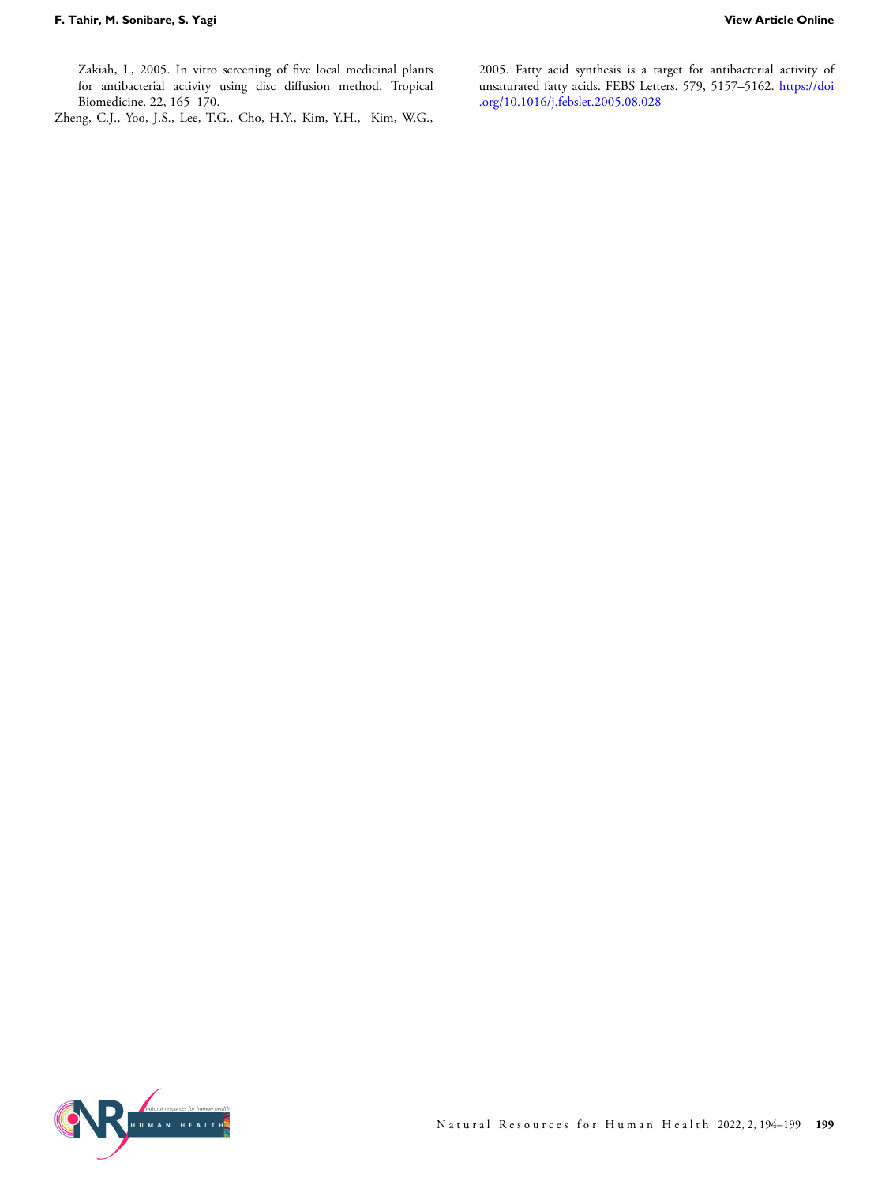Zakiah, I., 2005. In vitro screening of five local medicinal plants for antibacterial activity using disc diffusion method. Tropical Biomedicine. 22, 165–170.

Zheng, C.J., Yoo, J.S., Lee, T.G., Cho, H.Y., Kim, Y.H., Kim, W.G., 2005. Fatty acid synthesis is a target for antibacterial activity of unsaturated fatty acids. FEBS Letters. 579, 5157–5162. https://doi.org/10.1016/j.febslet.2005.08.028